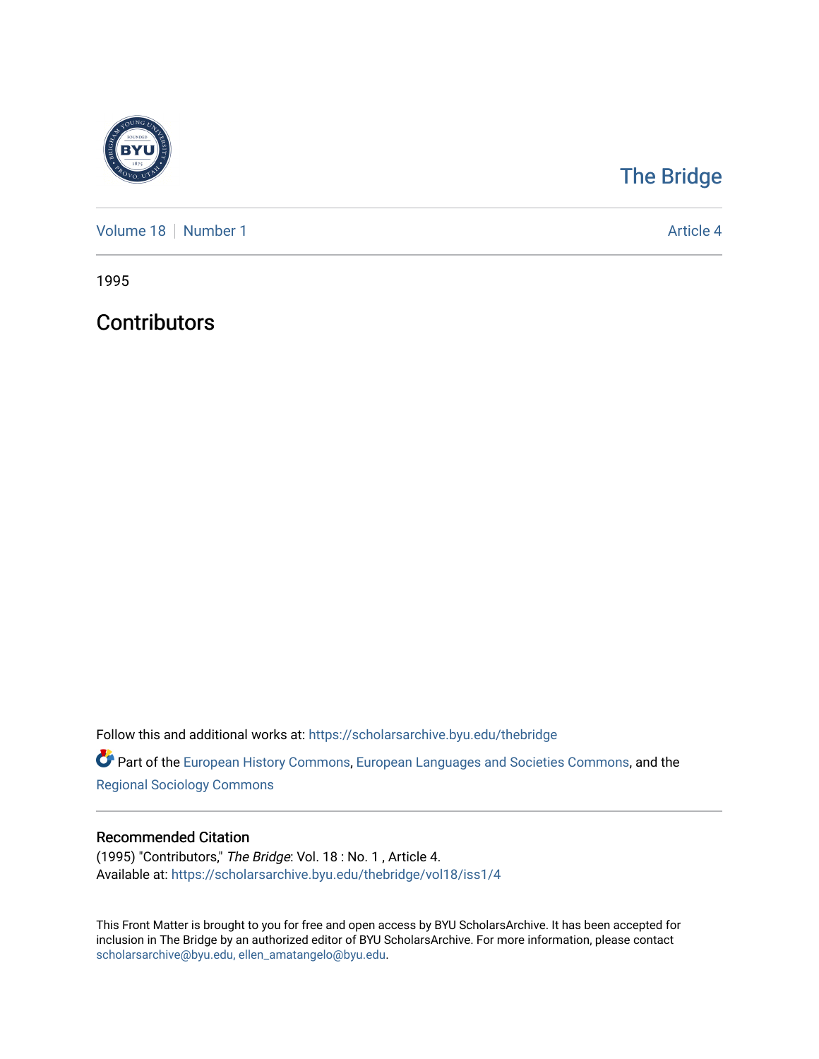# The Bridge

Volume 18 | Number 1 — Article 4

1995

## Contributors

Follow this and additional works at: https://scholarsarchive.byu.edu/thebridge

Part of the European History Commons, European Languages and Societies Commons, and the Regional Sociology Commons

### Recommended Citation

(1995) "Contributors," *The Bridge*: Vol. 18 : No. 1 , Article 4.
Available at: https://scholarsarchive.byu.edu/thebridge/vol18/iss1/4

This Front Matter is brought to you for free and open access by BYU ScholarsArchive. It has been accepted for inclusion in The Bridge by an authorized editor of BYU ScholarsArchive. For more information, please contact scholarsarchive@byu.edu, ellen_amatangelo@byu.edu.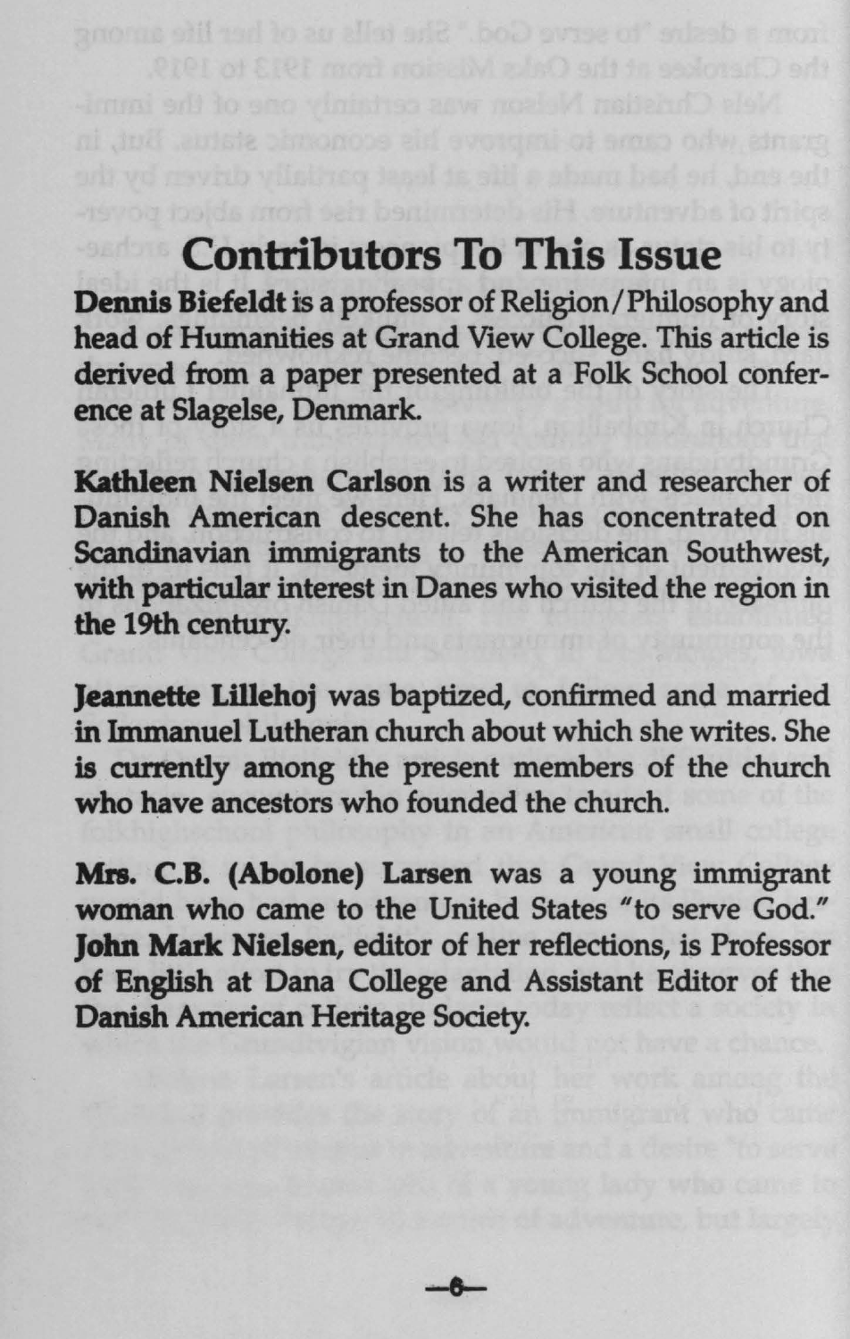# Contributors To This Issue

**Dennis Biefeldt** is a professor of Religion/Philosophy and head of Humanities at Grand View College. This article is derived from a paper presented at a Folk School conference at Slagelse, Denmark.

**Kathleen Nielsen Carlson** is a writer and researcher of Danish American descent. She has concentrated on Scandinavian immigrants to the American Southwest, with particular interest in Danes who visited the region in the 19th century.

**Jeannette Lillehoj** was baptized, confirmed and married in Immanuel Lutheran church about which she writes. She is currently among the present members of the church who have ancestors who founded the church.

**Mrs. C.B. (Abolone) Larsen** was a young immigrant woman who came to the United States "to serve God." **John Mark Nielsen**, editor of her reflections, is Professor of English at Dana College and Assistant Editor of the Danish American Heritage Society.